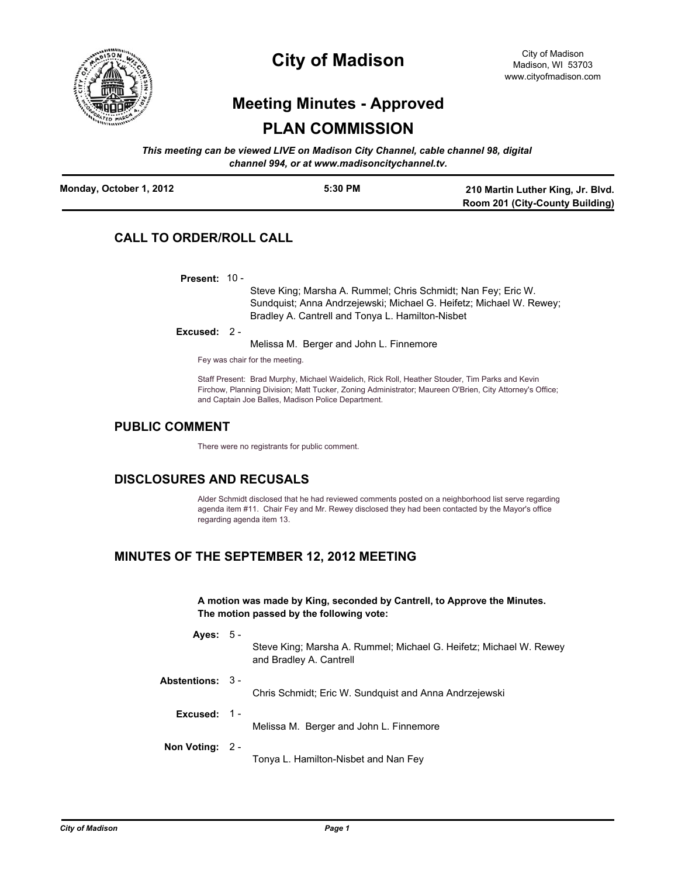# City of Madison

City of Madison
Madison, WI 53703
www.cityofmadison.com

## Meeting Minutes - Approved

## PLAN COMMISSION

*This meeting can be viewed LIVE on Madison City Channel, cable channel 98, digital channel 994, or at www.madisoncitychannel.tv.*

**Monday, October 1, 2012** | **5:30 PM** | **210 Martin Luther King, Jr. Blvd. Room 201 (City-County Building)**

## CALL TO ORDER/ROLL CALL

**Present:** 10 -

Steve King; Marsha A. Rummel; Chris Schmidt; Nan Fey; Eric W. Sundquist; Anna Andrzejewski; Michael G. Heifetz; Michael W. Rewey; Bradley A. Cantrell and Tonya L. Hamilton-Nisbet

**Excused:** 2 -

Melissa M. Berger and John L. Finnemore

Fey was chair for the meeting.

Staff Present: Brad Murphy, Michael Waidelich, Rick Roll, Heather Stouder, Tim Parks and Kevin Firchow, Planning Division; Matt Tucker, Zoning Administrator; Maureen O'Brien, City Attorney's Office; and Captain Joe Balles, Madison Police Department.

## PUBLIC COMMENT

There were no registrants for public comment.

## DISCLOSURES AND RECUSALS

Alder Schmidt disclosed that he had reviewed comments posted on a neighborhood list serve regarding agenda item #11. Chair Fey and Mr. Rewey disclosed they had been contacted by the Mayor's office regarding agenda item 13.

## MINUTES OF THE SEPTEMBER 12, 2012 MEETING

**A motion was made by King, seconded by Cantrell, to Approve the Minutes. The motion passed by the following vote:**

**Ayes:** 5 -

Steve King; Marsha A. Rummel; Michael G. Heifetz; Michael W. Rewey and Bradley A. Cantrell

**Abstentions:** 3 -

Chris Schmidt; Eric W. Sundquist and Anna Andrzejewski

**Excused:** 1 -

Melissa M. Berger and John L. Finnemore

**Non Voting:** 2 -

Tonya L. Hamilton-Nisbet and Nan Fey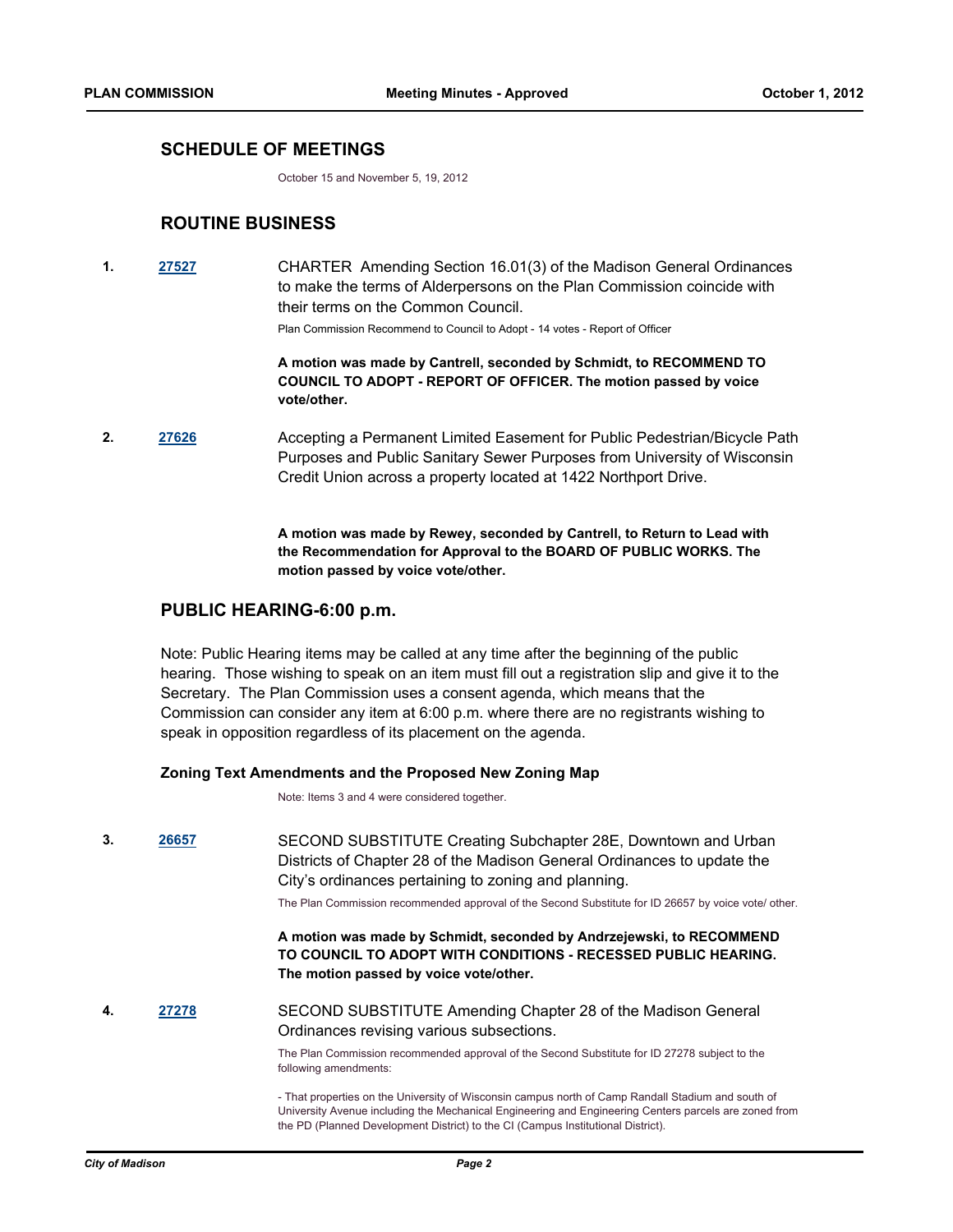## SCHEDULE OF MEETINGS

October 15 and November 5, 19, 2012

## ROUTINE BUSINESS

**1.** **27527** CHARTER Amending Section 16.01(3) of the Madison General Ordinances to make the terms of Alderpersons on the Plan Commission coincide with their terms on the Common Council.

Plan Commission Recommend to Council to Adopt - 14 votes - Report of Officer

**A motion was made by Cantrell, seconded by Schmidt, to RECOMMEND TO COUNCIL TO ADOPT - REPORT OF OFFICER. The motion passed by voice vote/other.**

**2.** **27626** Accepting a Permanent Limited Easement for Public Pedestrian/Bicycle Path Purposes and Public Sanitary Sewer Purposes from University of Wisconsin Credit Union across a property located at 1422 Northport Drive.

**A motion was made by Rewey, seconded by Cantrell, to Return to Lead with the Recommendation for Approval to the BOARD OF PUBLIC WORKS. The motion passed by voice vote/other.**

## PUBLIC HEARING-6:00 p.m.

Note: Public Hearing items may be called at any time after the beginning of the public hearing. Those wishing to speak on an item must fill out a registration slip and give it to the Secretary. The Plan Commission uses a consent agenda, which means that the Commission can consider any item at 6:00 p.m. where there are no registrants wishing to speak in opposition regardless of its placement on the agenda.

### Zoning Text Amendments and the Proposed New Zoning Map

Note: Items 3 and 4 were considered together.

**3.** **26657** SECOND SUBSTITUTE Creating Subchapter 28E, Downtown and Urban Districts of Chapter 28 of the Madison General Ordinances to update the City's ordinances pertaining to zoning and planning.

The Plan Commission recommended approval of the Second Substitute for ID 26657 by voice vote/ other.

**A motion was made by Schmidt, seconded by Andrzejewski, to RECOMMEND TO COUNCIL TO ADOPT WITH CONDITIONS - RECESSED PUBLIC HEARING. The motion passed by voice vote/other.**

**4.** **27278** SECOND SUBSTITUTE Amending Chapter 28 of the Madison General Ordinances revising various subsections.

The Plan Commission recommended approval of the Second Substitute for ID 27278 subject to the following amendments:

- That properties on the University of Wisconsin campus north of Camp Randall Stadium and south of University Avenue including the Mechanical Engineering and Engineering Centers parcels are zoned from the PD (Planned Development District) to the CI (Campus Institutional District).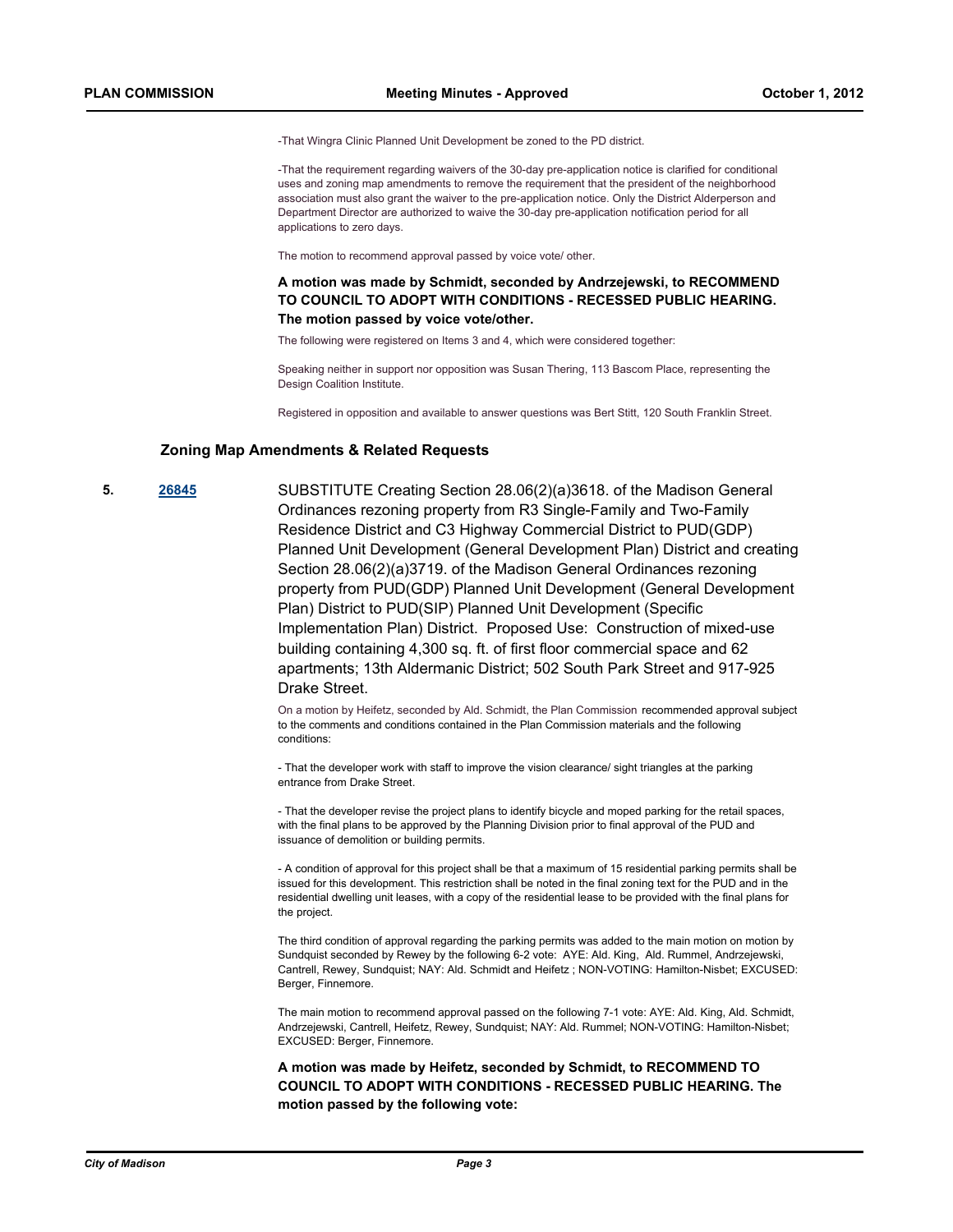-That Wingra Clinic Planned Unit Development be zoned to the PD district.

-That the requirement regarding waivers of the 30-day pre-application notice is clarified for conditional uses and zoning map amendments to remove the requirement that the president of the neighborhood association must also grant the waiver to the pre-application notice. Only the District Alderperson and Department Director are authorized to waive the 30-day pre-application notification period for all applications to zero days.

The motion to recommend approval passed by voice vote/ other.

**A motion was made by Schmidt, seconded by Andrzejewski, to RECOMMEND TO COUNCIL TO ADOPT WITH CONDITIONS - RECESSED PUBLIC HEARING. The motion passed by voice vote/other.**

The following were registered on Items 3 and 4, which were considered together:

Speaking neither in support nor opposition was Susan Thering, 113 Bascom Place, representing the Design Coalition Institute.

Registered in opposition and available to answer questions was Bert Stitt, 120 South Franklin Street.

## Zoning Map Amendments & Related Requests

**5.** **26845** SUBSTITUTE Creating Section 28.06(2)(a)3618. of the Madison General Ordinances rezoning property from R3 Single-Family and Two-Family Residence District and C3 Highway Commercial District to PUD(GDP) Planned Unit Development (General Development Plan) District and creating Section 28.06(2)(a)3719. of the Madison General Ordinances rezoning property from PUD(GDP) Planned Unit Development (General Development Plan) District to PUD(SIP) Planned Unit Development (Specific Implementation Plan) District. Proposed Use: Construction of mixed-use building containing 4,300 sq. ft. of first floor commercial space and 62 apartments; 13th Aldermanic District; 502 South Park Street and 917-925 Drake Street.

On a motion by Heifetz, seconded by Ald. Schmidt, the Plan Commission recommended approval subject to the comments and conditions contained in the Plan Commission materials and the following conditions:

- That the developer work with staff to improve the vision clearance/ sight triangles at the parking entrance from Drake Street.

- That the developer revise the project plans to identify bicycle and moped parking for the retail spaces, with the final plans to be approved by the Planning Division prior to final approval of the PUD and issuance of demolition or building permits.

- A condition of approval for this project shall be that a maximum of 15 residential parking permits shall be issued for this development. This restriction shall be noted in the final zoning text for the PUD and in the residential dwelling unit leases, with a copy of the residential lease to be provided with the final plans for the project.

The third condition of approval regarding the parking permits was added to the main motion on motion by Sundquist seconded by Rewey by the following 6-2 vote: AYE: Ald. King, Ald. Rummel, Andrzejewski, Cantrell, Rewey, Sundquist; NAY: Ald. Schmidt and Heifetz ; NON-VOTING: Hamilton-Nisbet; EXCUSED: Berger, Finnemore.

The main motion to recommend approval passed on the following 7-1 vote: AYE: Ald. King, Ald. Schmidt, Andrzejewski, Cantrell, Heifetz, Rewey, Sundquist; NAY: Ald. Rummel; NON-VOTING: Hamilton-Nisbet; EXCUSED: Berger, Finnemore.

**A motion was made by Heifetz, seconded by Schmidt, to RECOMMEND TO COUNCIL TO ADOPT WITH CONDITIONS - RECESSED PUBLIC HEARING. The motion passed by the following vote:**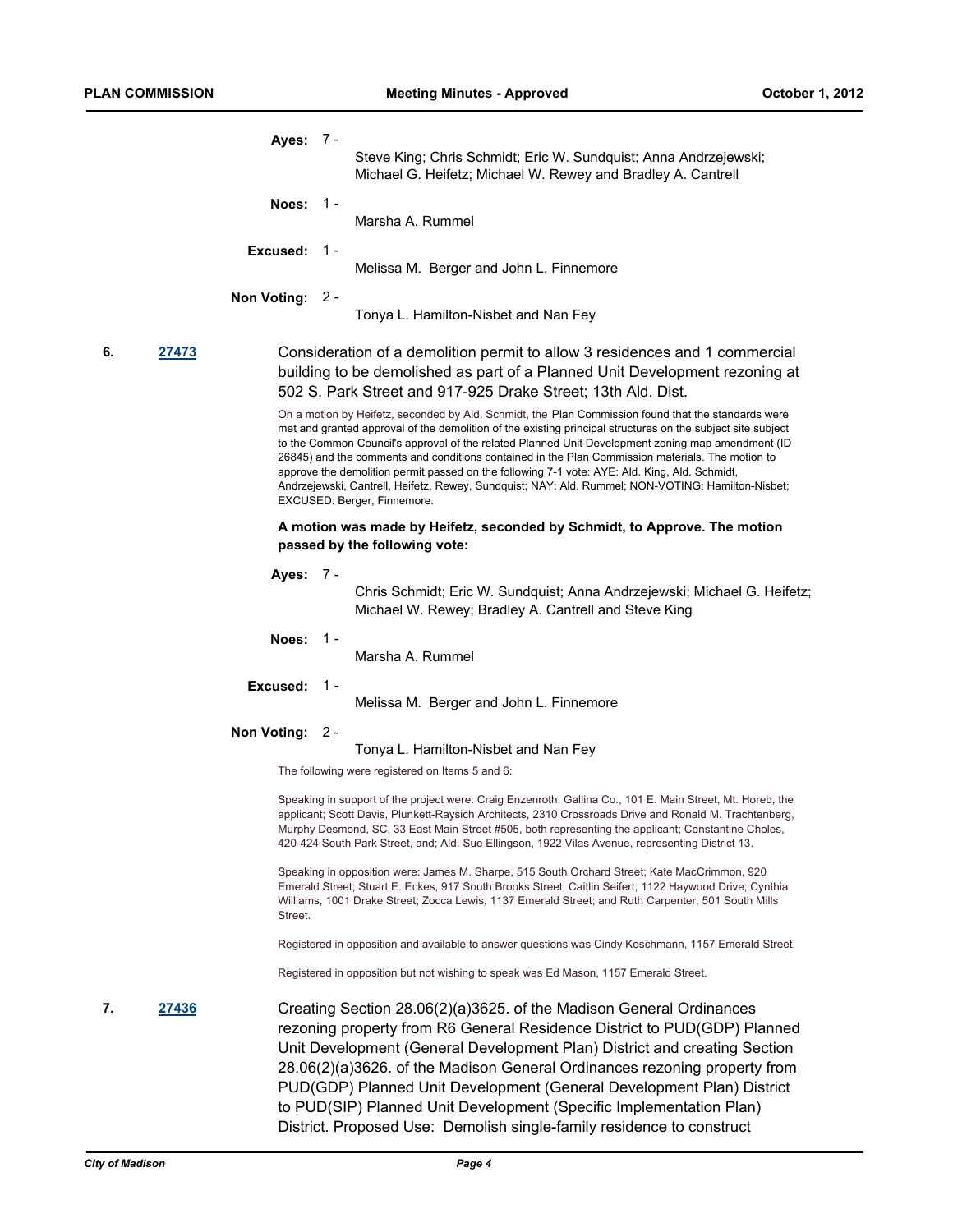**Ayes:** 7 - Steve King; Chris Schmidt; Eric W. Sundquist; Anna Andrzejewski; Michael G. Heifetz; Michael W. Rewey and Bradley A. Cantrell

**Noes:** 1 - Marsha A. Rummel

**Excused:** 1 - Melissa M. Berger and John L. Finnemore

**Non Voting:** 2 - Tonya L. Hamilton-Nisbet and Nan Fey

**6. 27473** Consideration of a demolition permit to allow 3 residences and 1 commercial building to be demolished as part of a Planned Unit Development rezoning at 502 S. Park Street and 917-925 Drake Street; 13th Ald. Dist.

On a motion by Heifetz, seconded by Ald. Schmidt, the Plan Commission found that the standards were met and granted approval of the demolition of the existing principal structures on the subject site subject to the Common Council's approval of the related Planned Unit Development zoning map amendment (ID 26845) and the comments and conditions contained in the Plan Commission materials. The motion to approve the demolition permit passed on the following 7-1 vote: AYE: Ald. King, Ald. Schmidt, Andrzejewski, Cantrell, Heifetz, Rewey, Sundquist; NAY: Ald. Rummel; NON-VOTING: Hamilton-Nisbet; EXCUSED: Berger, Finnemore.

**A motion was made by Heifetz, seconded by Schmidt, to Approve. The motion passed by the following vote:**

**Ayes:** 7 - Chris Schmidt; Eric W. Sundquist; Anna Andrzejewski; Michael G. Heifetz; Michael W. Rewey; Bradley A. Cantrell and Steve King

**Noes:** 1 - Marsha A. Rummel

**Excused:** 1 - Melissa M. Berger and John L. Finnemore

**Non Voting:** 2 - Tonya L. Hamilton-Nisbet and Nan Fey

The following were registered on Items 5 and 6:

Speaking in support of the project were: Craig Enzenroth, Gallina Co., 101 E. Main Street, Mt. Horeb, the applicant; Scott Davis, Plunkett-Raysich Architects, 2310 Crossroads Drive and Ronald M. Trachtenberg, Murphy Desmond, SC, 33 East Main Street #505, both representing the applicant; Constantine Choles, 420-424 South Park Street, and; Ald. Sue Ellingson, 1922 Vilas Avenue, representing District 13.

Speaking in opposition were: James M. Sharpe, 515 South Orchard Street; Kate MacCrimmon, 920 Emerald Street; Stuart E. Eckes, 917 South Brooks Street; Caitlin Seifert, 1122 Haywood Drive; Cynthia Williams, 1001 Drake Street; Zocca Lewis, 1137 Emerald Street; and Ruth Carpenter, 501 South Mills Street.

Registered in opposition and available to answer questions was Cindy Koschmann, 1157 Emerald Street.

Registered in opposition but not wishing to speak was Ed Mason, 1157 Emerald Street.

**7. 27436** Creating Section 28.06(2)(a)3625. of the Madison General Ordinances rezoning property from R6 General Residence District to PUD(GDP) Planned Unit Development (General Development Plan) District and creating Section 28.06(2)(a)3626. of the Madison General Ordinances rezoning property from PUD(GDP) Planned Unit Development (General Development Plan) District to PUD(SIP) Planned Unit Development (Specific Implementation Plan) District. Proposed Use: Demolish single-family residence to construct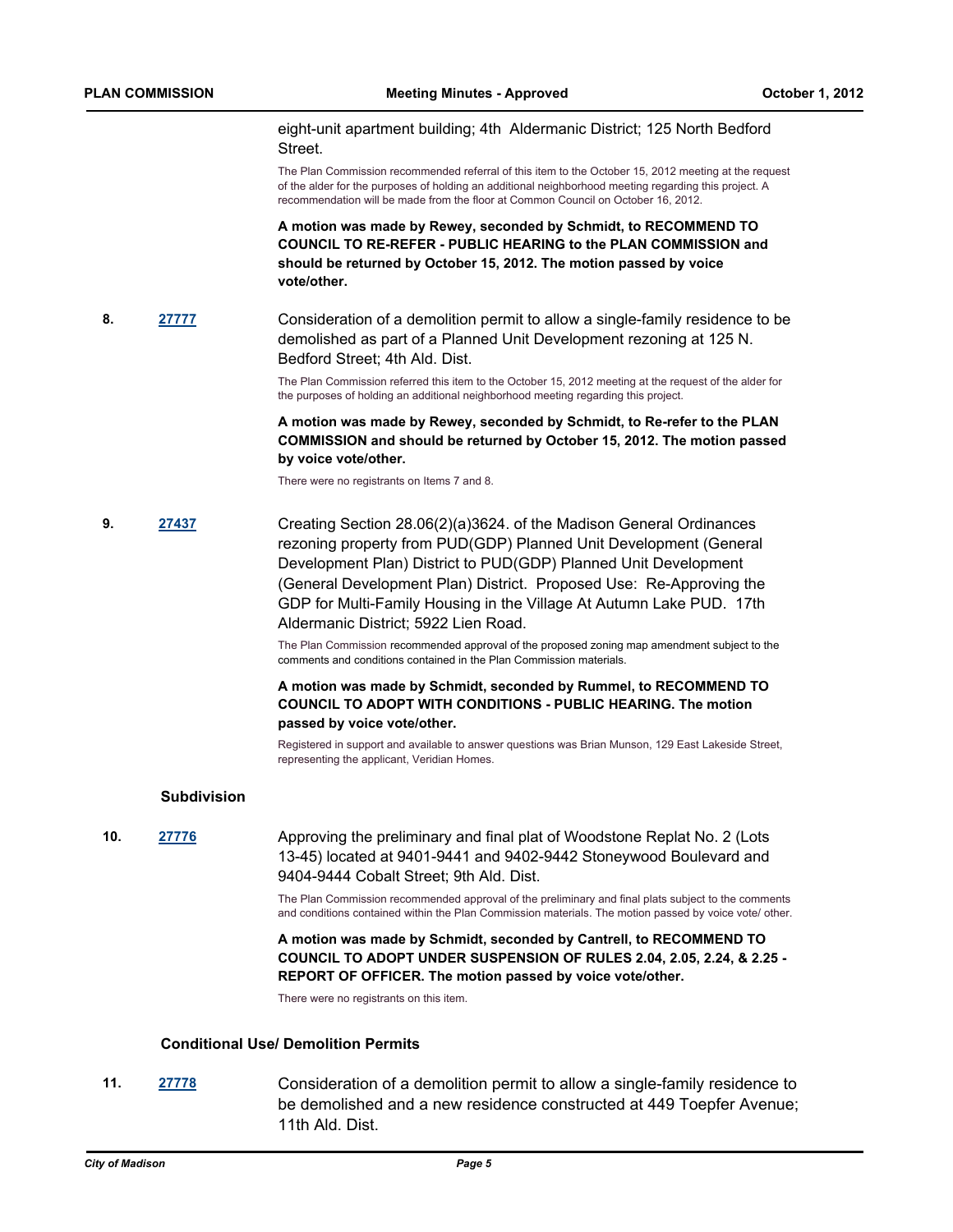eight-unit apartment building; 4th Aldermanic District; 125 North Bedford Street.

The Plan Commission recommended referral of this item to the October 15, 2012 meeting at the request of the alder for the purposes of holding an additional neighborhood meeting regarding this project. A recommendation will be made from the floor at Common Council on October 16, 2012.

**A motion was made by Rewey, seconded by Schmidt, to RECOMMEND TO COUNCIL TO RE-REFER - PUBLIC HEARING to the PLAN COMMISSION and should be returned by October 15, 2012. The motion passed by voice vote/other.**

**8. 27777**

Consideration of a demolition permit to allow a single-family residence to be demolished as part of a Planned Unit Development rezoning at 125 N. Bedford Street; 4th Ald. Dist.

The Plan Commission referred this item to the October 15, 2012 meeting at the request of the alder for the purposes of holding an additional neighborhood meeting regarding this project.

**A motion was made by Rewey, seconded by Schmidt, to Re-refer to the PLAN COMMISSION and should be returned by October 15, 2012. The motion passed by voice vote/other.**

There were no registrants on Items 7 and 8.

**9. 27437**

Creating Section 28.06(2)(a)3624. of the Madison General Ordinances rezoning property from PUD(GDP) Planned Unit Development (General Development Plan) District to PUD(GDP) Planned Unit Development (General Development Plan) District. Proposed Use: Re-Approving the GDP for Multi-Family Housing in the Village At Autumn Lake PUD. 17th Aldermanic District; 5922 Lien Road.

The Plan Commission recommended approval of the proposed zoning map amendment subject to the comments and conditions contained in the Plan Commission materials.

**A motion was made by Schmidt, seconded by Rummel, to RECOMMEND TO COUNCIL TO ADOPT WITH CONDITIONS - PUBLIC HEARING. The motion passed by voice vote/other.**

Registered in support and available to answer questions was Brian Munson, 129 East Lakeside Street, representing the applicant, Veridian Homes.

## Subdivision

**10. 27776**

Approving the preliminary and final plat of Woodstone Replat No. 2 (Lots 13-45) located at 9401-9441 and 9402-9442 Stoneywood Boulevard and 9404-9444 Cobalt Street; 9th Ald. Dist.

The Plan Commission recommended approval of the preliminary and final plats subject to the comments and conditions contained within the Plan Commission materials. The motion passed by voice vote/ other.

**A motion was made by Schmidt, seconded by Cantrell, to RECOMMEND TO COUNCIL TO ADOPT UNDER SUSPENSION OF RULES 2.04, 2.05, 2.24, & 2.25 - REPORT OF OFFICER. The motion passed by voice vote/other.**

There were no registrants on this item.

## Conditional Use/ Demolition Permits

**11. 27778**

Consideration of a demolition permit to allow a single-family residence to be demolished and a new residence constructed at 449 Toepfer Avenue; 11th Ald. Dist.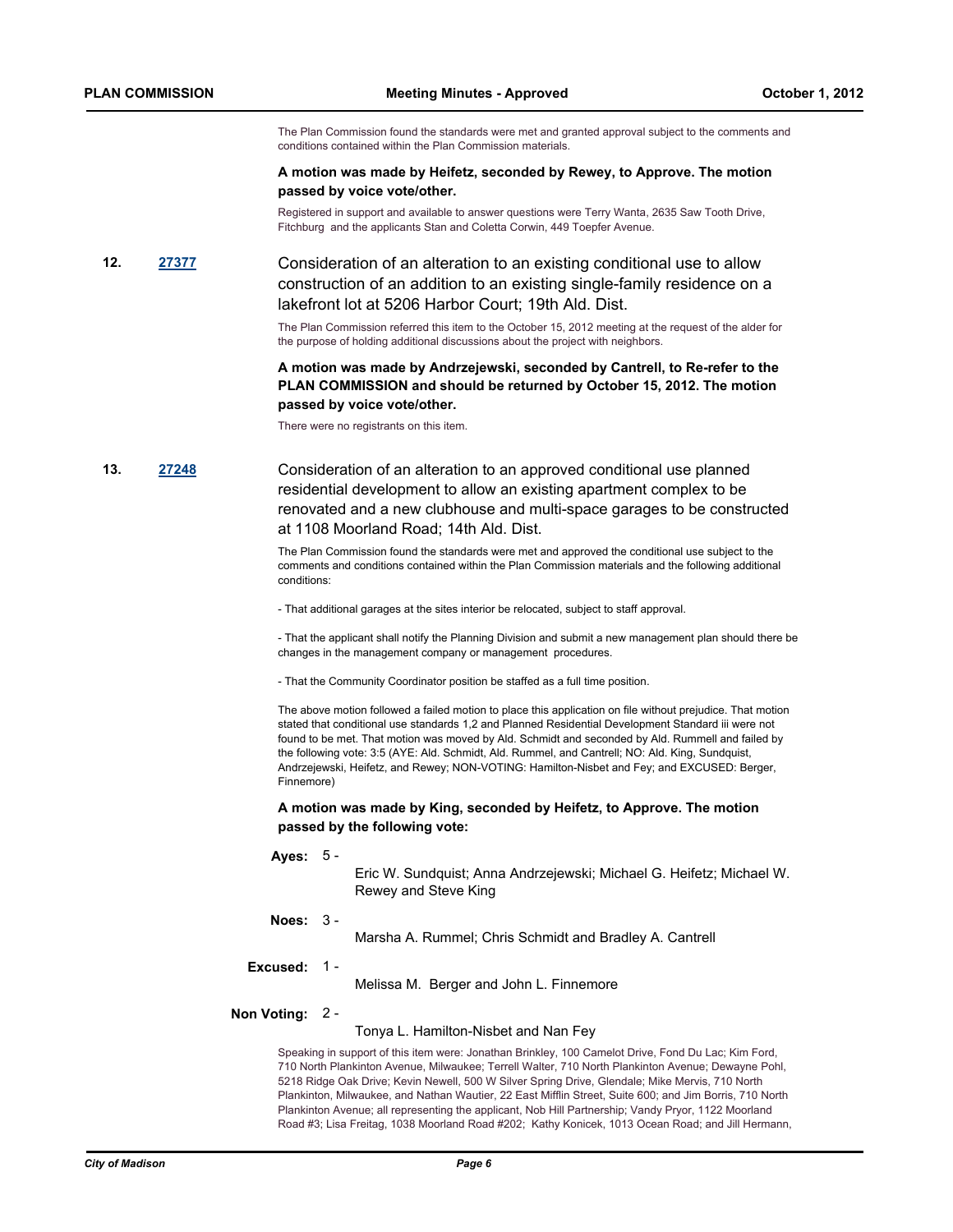The Plan Commission found the standards were met and granted approval subject to the comments and conditions contained within the Plan Commission materials.

**A motion was made by Heifetz, seconded by Rewey, to Approve. The motion passed by voice vote/other.**

Registered in support and available to answer questions were Terry Wanta, 2635 Saw Tooth Drive, Fitchburg and the applicants Stan and Coletta Corwin, 449 Toepfer Avenue.

**12.** **27377**

Consideration of an alteration to an existing conditional use to allow construction of an addition to an existing single-family residence on a lakefront lot at 5206 Harbor Court; 19th Ald. Dist.

The Plan Commission referred this item to the October 15, 2012 meeting at the request of the alder for the purpose of holding additional discussions about the project with neighbors.

**A motion was made by Andrzejewski, seconded by Cantrell, to Re-refer to the PLAN COMMISSION and should be returned by October 15, 2012. The motion passed by voice vote/other.**

There were no registrants on this item.

**13.** **27248**

Consideration of an alteration to an approved conditional use planned residential development to allow an existing apartment complex to be renovated and a new clubhouse and multi-space garages to be constructed at 1108 Moorland Road; 14th Ald. Dist.

The Plan Commission found the standards were met and approved the conditional use subject to the comments and conditions contained within the Plan Commission materials and the following additional conditions:

- That additional garages at the sites interior be relocated, subject to staff approval.

- That the applicant shall notify the Planning Division and submit a new management plan should there be changes in the management company or management procedures.

- That the Community Coordinator position be staffed as a full time position.

The above motion followed a failed motion to place this application on file without prejudice. That motion stated that conditional use standards 1,2 and Planned Residential Development Standard iii were not found to be met. That motion was moved by Ald. Schmidt and seconded by Ald. Rummell and failed by the following vote: 3:5 (AYE: Ald. Schmidt, Ald. Rummel, and Cantrell; NO: Ald. King, Sundquist, Andrzejewski, Heifetz, and Rewey; NON-VOTING: Hamilton-Nisbet and Fey; and EXCUSED: Berger, Finnemore)

**A motion was made by King, seconded by Heifetz, to Approve. The motion passed by the following vote:**

**Ayes:** 5 - Eric W. Sundquist; Anna Andrzejewski; Michael G. Heifetz; Michael W. Rewey and Steve King

**Noes:** 3 - Marsha A. Rummel; Chris Schmidt and Bradley A. Cantrell

**Excused:** 1 - Melissa M. Berger and John L. Finnemore

**Non Voting:** 2 - Tonya L. Hamilton-Nisbet and Nan Fey

Speaking in support of this item were: Jonathan Brinkley, 100 Camelot Drive, Fond Du Lac; Kim Ford, 710 North Plankinton Avenue, Milwaukee; Terrell Walter, 710 North Plankinton Avenue; Dewayne Pohl, 5218 Ridge Oak Drive; Kevin Newell, 500 W Silver Spring Drive, Glendale; Mike Mervis, 710 North Plankinton, Milwaukee, and Nathan Wautier, 22 East Mifflin Street, Suite 600; and Jim Borris, 710 North Plankinton Avenue; all representing the applicant, Nob Hill Partnership; Vandy Pryor, 1122 Moorland Road #3; Lisa Freitag, 1038 Moorland Road #202; Kathy Konicek, 1013 Ocean Road; and Jill Hermann,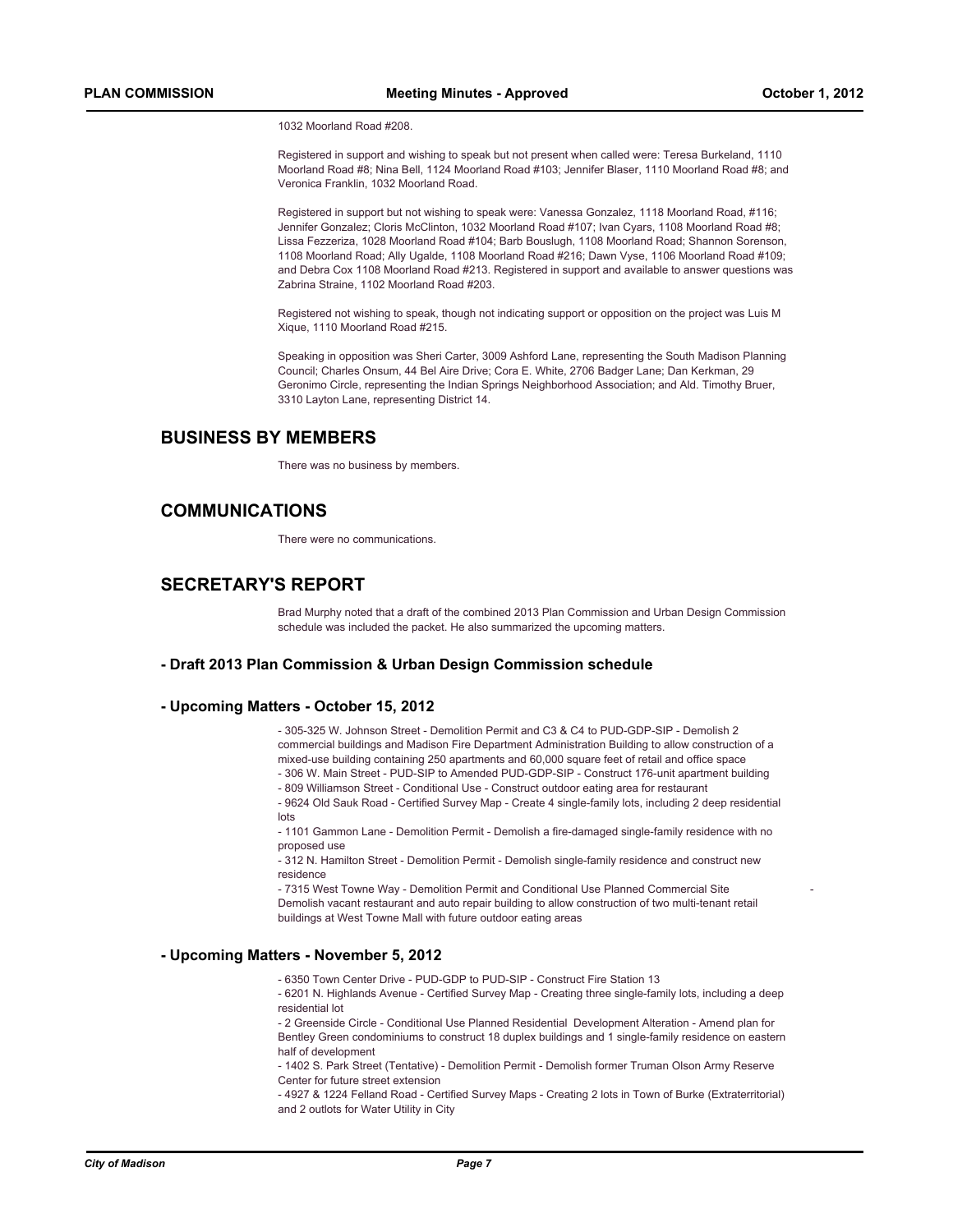1032 Moorland Road #208.

Registered in support and wishing to speak but not present when called were: Teresa Burkeland, 1110 Moorland Road #8; Nina Bell, 1124 Moorland Road #103; Jennifer Blaser, 1110 Moorland Road #8; and Veronica Franklin, 1032 Moorland Road.

Registered in support but not wishing to speak were: Vanessa Gonzalez, 1118 Moorland Road, #116; Jennifer Gonzalez; Cloris McClinton, 1032 Moorland Road #107; Ivan Cyars, 1108 Moorland Road #8; Lissa Fezzeriza, 1028 Moorland Road #104; Barb Bouslugh, 1108 Moorland Road; Shannon Sorenson, 1108 Moorland Road; Ally Ugalde, 1108 Moorland Road #216; Dawn Vyse, 1106 Moorland Road #109; and Debra Cox 1108 Moorland Road #213. Registered in support and available to answer questions was Zabrina Straine, 1102 Moorland Road #203.

Registered not wishing to speak, though not indicating support or opposition on the project was Luis M Xique, 1110 Moorland Road #215.

Speaking in opposition was Sheri Carter, 3009 Ashford Lane, representing the South Madison Planning Council; Charles Onsum, 44 Bel Aire Drive; Cora E. White, 2706 Badger Lane; Dan Kerkman, 29 Geronimo Circle, representing the Indian Springs Neighborhood Association; and Ald. Timothy Bruer, 3310 Layton Lane, representing District 14.

## BUSINESS BY MEMBERS

There was no business by members.

## COMMUNICATIONS

There were no communications.

## SECRETARY'S REPORT

Brad Murphy noted that a draft of the combined 2013 Plan Commission and Urban Design Commission schedule was included the packet. He also summarized the upcoming matters.

### - Draft 2013 Plan Commission & Urban Design Commission schedule

### - Upcoming Matters - October 15, 2012

- 305-325 W. Johnson Street - Demolition Permit and C3 & C4 to PUD-GDP-SIP - Demolish 2 commercial buildings and Madison Fire Department Administration Building to allow construction of a mixed-use building containing 250 apartments and 60,000 square feet of retail and office space
- 306 W. Main Street - PUD-SIP to Amended PUD-GDP-SIP - Construct 176-unit apartment building
- 809 Williamson Street - Conditional Use - Construct outdoor eating area for restaurant
- 9624 Old Sauk Road - Certified Survey Map - Create 4 single-family lots, including 2 deep residential lots
- 1101 Gammon Lane - Demolition Permit - Demolish a fire-damaged single-family residence with no proposed use
- 312 N. Hamilton Street - Demolition Permit - Demolish single-family residence and construct new residence
- 7315 West Towne Way - Demolition Permit and Conditional Use Planned Commercial Site - Demolish vacant restaurant and auto repair building to allow construction of two multi-tenant retail buildings at West Towne Mall with future outdoor eating areas

### - Upcoming Matters - November 5, 2012

- 6350 Town Center Drive - PUD-GDP to PUD-SIP - Construct Fire Station 13
- 6201 N. Highlands Avenue - Certified Survey Map - Creating three single-family lots, including a deep residential lot
- 2 Greenside Circle - Conditional Use Planned Residential Development Alteration - Amend plan for Bentley Green condominiums to construct 18 duplex buildings and 1 single-family residence on eastern half of development
- 1402 S. Park Street (Tentative) - Demolition Permit - Demolish former Truman Olson Army Reserve Center for future street extension
- 4927 & 1224 Felland Road - Certified Survey Maps - Creating 2 lots in Town of Burke (Extraterritorial) and 2 outlots for Water Utility in City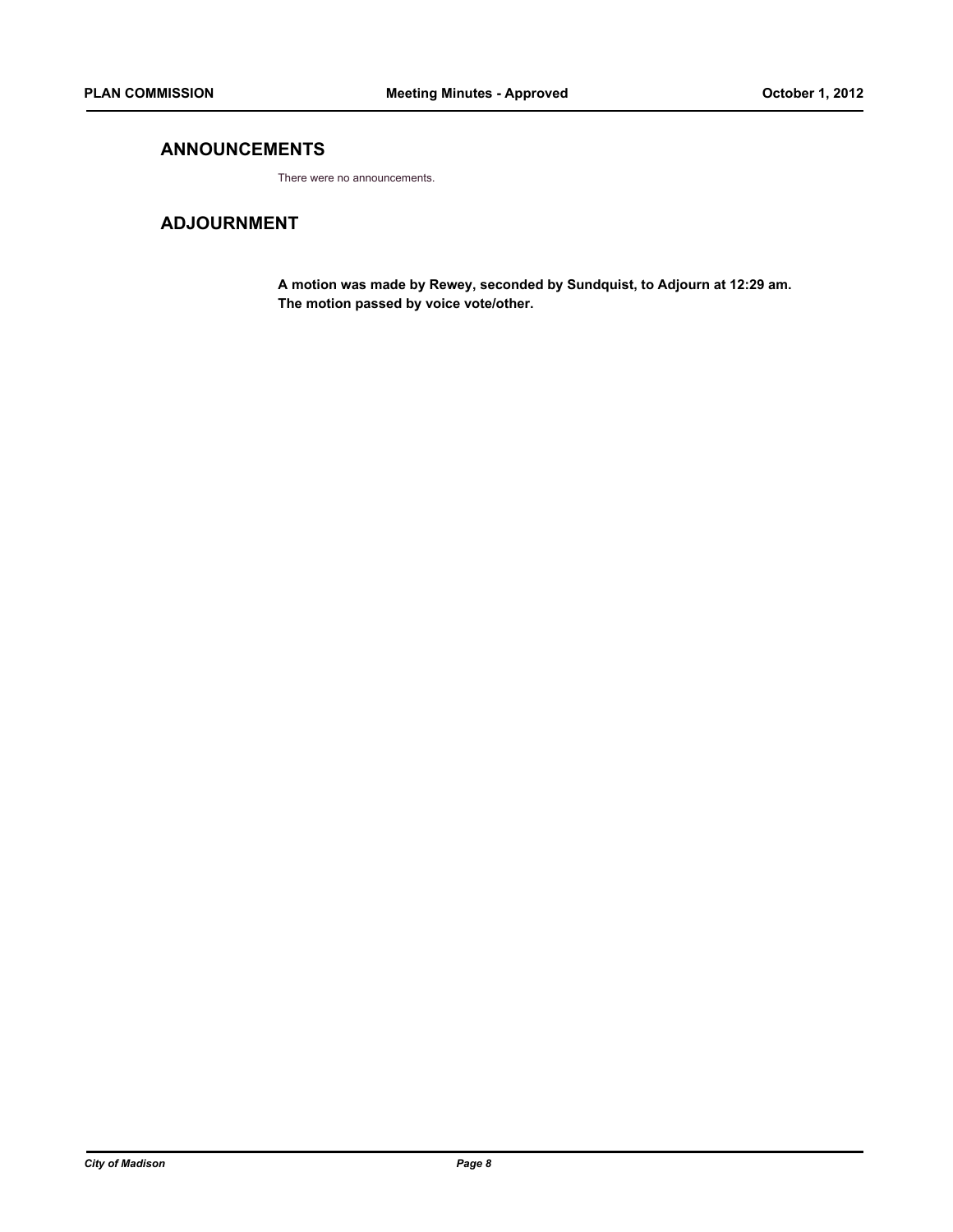## ANNOUNCEMENTS

There were no announcements.

## ADJOURNMENT

**A motion was made by Rewey, seconded by Sundquist, to Adjourn at 12:29 am. The motion passed by voice vote/other.**